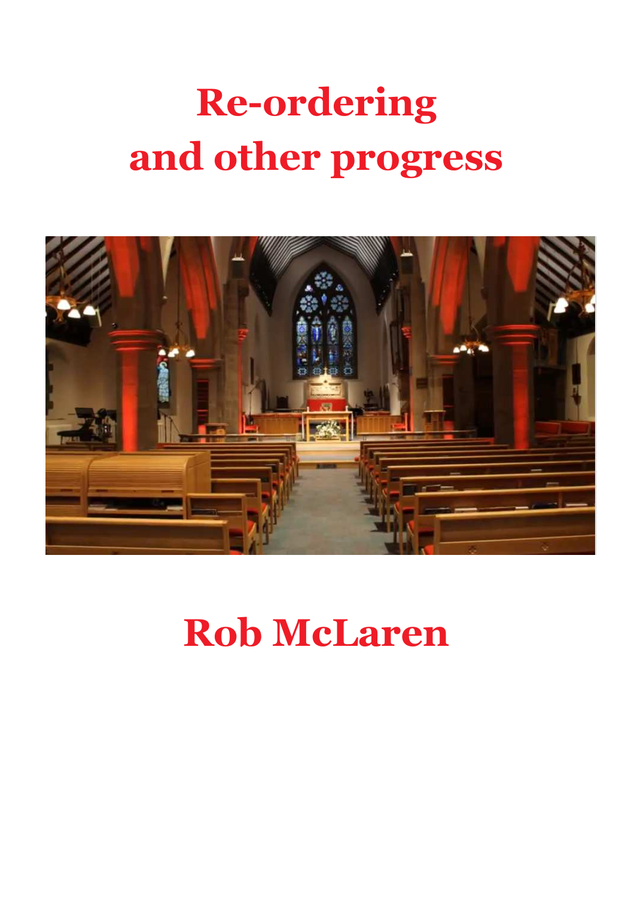# Re-ordering
# and other progress

## Rob McLaren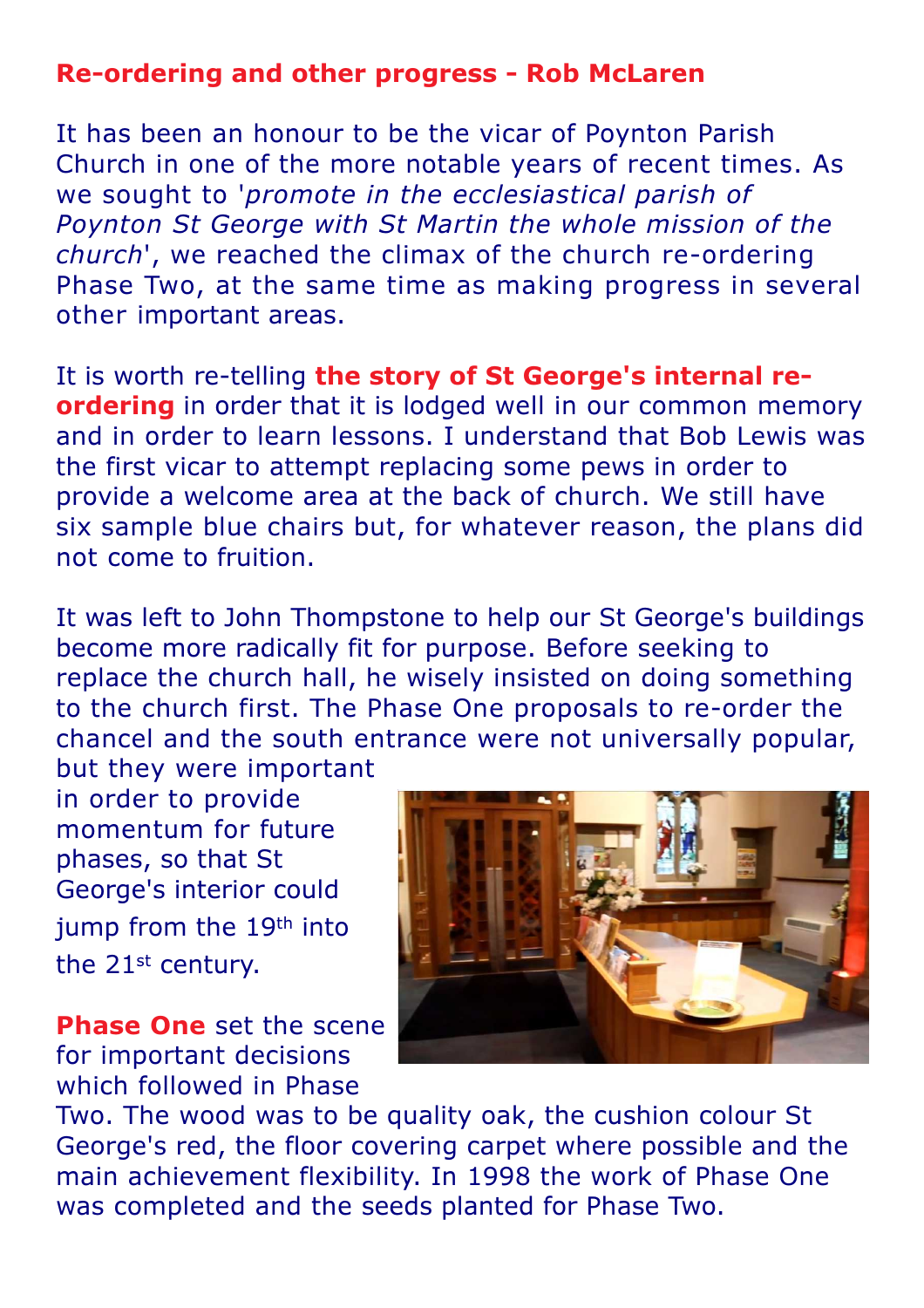## Re-ordering and other progress - Rob McLaren

It has been an honour to be the vicar of Poynton Parish Church in one of the more notable years of recent times. As we sought to '*promote in the ecclesiastical parish of Poynton St George with St Martin the whole mission of the church*', we reached the climax of the church re-ordering Phase Two, at the same time as making progress in several other important areas.

It is worth re-telling **the story of St George's internal re-ordering** in order that it is lodged well in our common memory and in order to learn lessons. I understand that Bob Lewis was the first vicar to attempt replacing some pews in order to provide a welcome area at the back of church. We still have six sample blue chairs but, for whatever reason, the plans did not come to fruition.

It was left to John Thompstone to help our St George's buildings become more radically fit for purpose. Before seeking to replace the church hall, he wisely insisted on doing something to the church first. The Phase One proposals to re-order the chancel and the south entrance were not universally popular, but they were important in order to provide momentum for future phases, so that St George's interior could jump from the 19th into the 21st century.

**Phase One** set the scene for important decisions which followed in Phase Two. The wood was to be quality oak, the cushion colour St George's red, the floor covering carpet where possible and the main achievement flexibility. In 1998 the work of Phase One was completed and the seeds planted for Phase Two.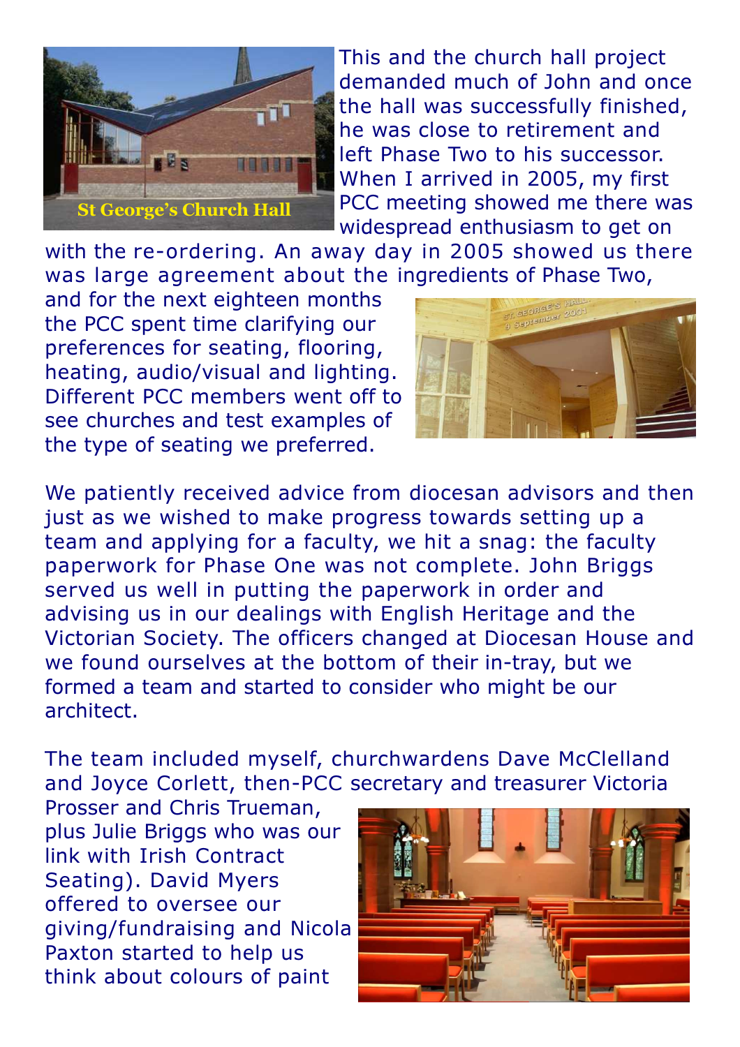St George's Church Hall

This and the church hall project demanded much of John and once the hall was successfully finished, he was close to retirement and left Phase Two to his successor. When I arrived in 2005, my first PCC meeting showed me there was widespread enthusiasm to get on with the re-ordering. An away day in 2005 showed us there was large agreement about the ingredients of Phase Two, and for the next eighteen months the PCC spent time clarifying our preferences for seating, flooring, heating, audio/visual and lighting. Different PCC members went off to see churches and test examples of the type of seating we preferred.

We patiently received advice from diocesan advisors and then just as we wished to make progress towards setting up a team and applying for a faculty, we hit a snag: the faculty paperwork for Phase One was not complete. John Briggs served us well in putting the paperwork in order and advising us in our dealings with English Heritage and the Victorian Society. The officers changed at Diocesan House and we found ourselves at the bottom of their in-tray, but we formed a team and started to consider who might be our architect.

The team included myself, churchwardens Dave McClelland and Joyce Corlett, then-PCC secretary and treasurer Victoria Prosser and Chris Trueman, plus Julie Briggs who was our link with Irish Contract Seating). David Myers offered to oversee our giving/fundraising and Nicola Paxton started to help us think about colours of paint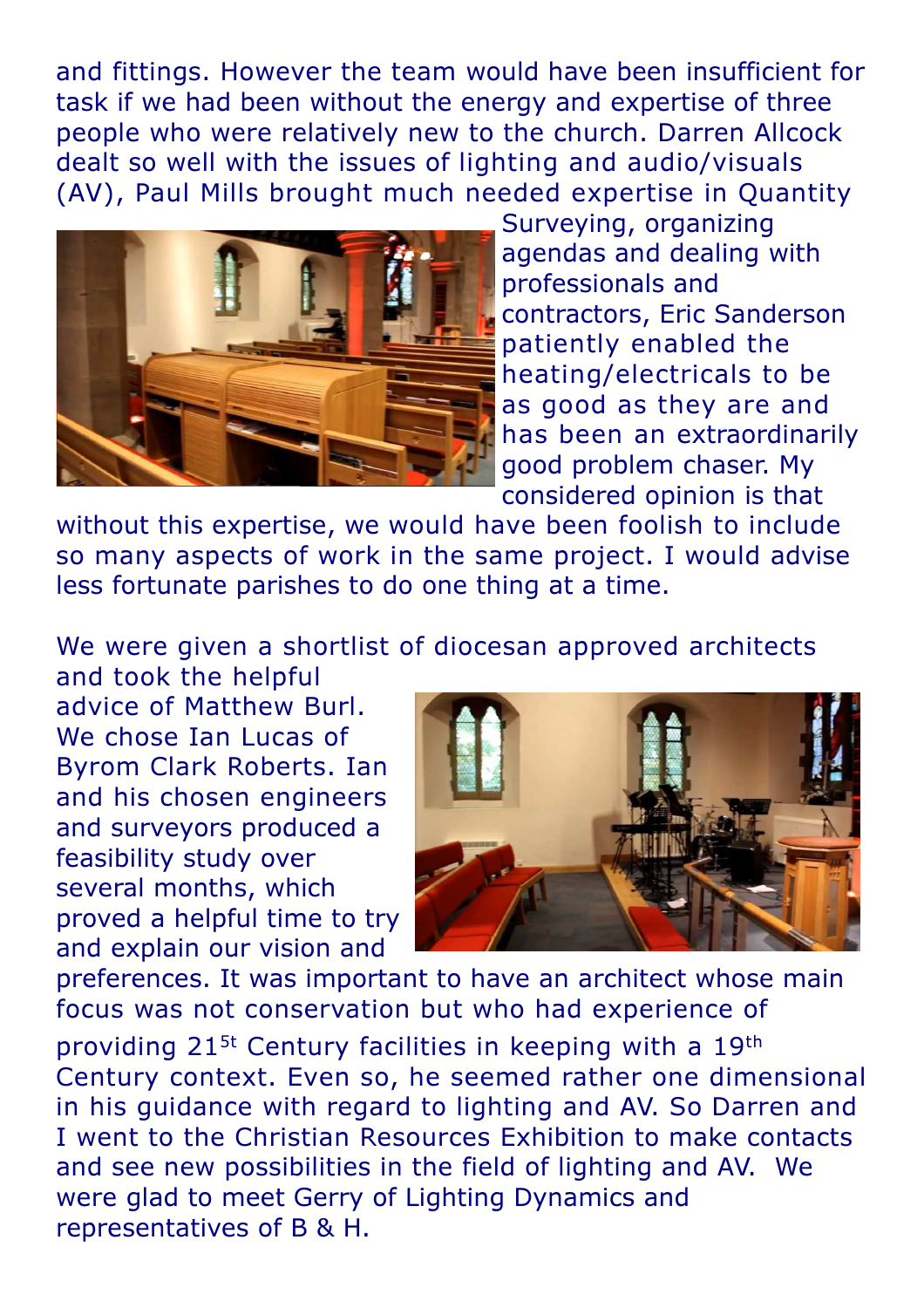and fittings. However the team would have been insufficient for task if we had been without the energy and expertise of three people who were relatively new to the church. Darren Allcock dealt so well with the issues of lighting and audio/visuals (AV), Paul Mills brought much needed expertise in Quantity Surveying, organizing agendas and dealing with professionals and contractors, Eric Sanderson patiently enabled the heating/electricals to be as good as they are and has been an extraordinarily good problem chaser. My considered opinion is that without this expertise, we would have been foolish to include so many aspects of work in the same project. I would advise less fortunate parishes to do one thing at a time.

We were given a shortlist of diocesan approved architects and took the helpful advice of Matthew Burl. We chose Ian Lucas of Byrom Clark Roberts. Ian and his chosen engineers and surveyors produced a feasibility study over several months, which proved a helpful time to try and explain our vision and preferences. It was important to have an architect whose main focus was not conservation but who had experience of providing 21st Century facilities in keeping with a 19th Century context. Even so, he seemed rather one dimensional in his guidance with regard to lighting and AV. So Darren and I went to the Christian Resources Exhibition to make contacts and see new possibilities in the field of lighting and AV. We were glad to meet Gerry of Lighting Dynamics and representatives of B & H.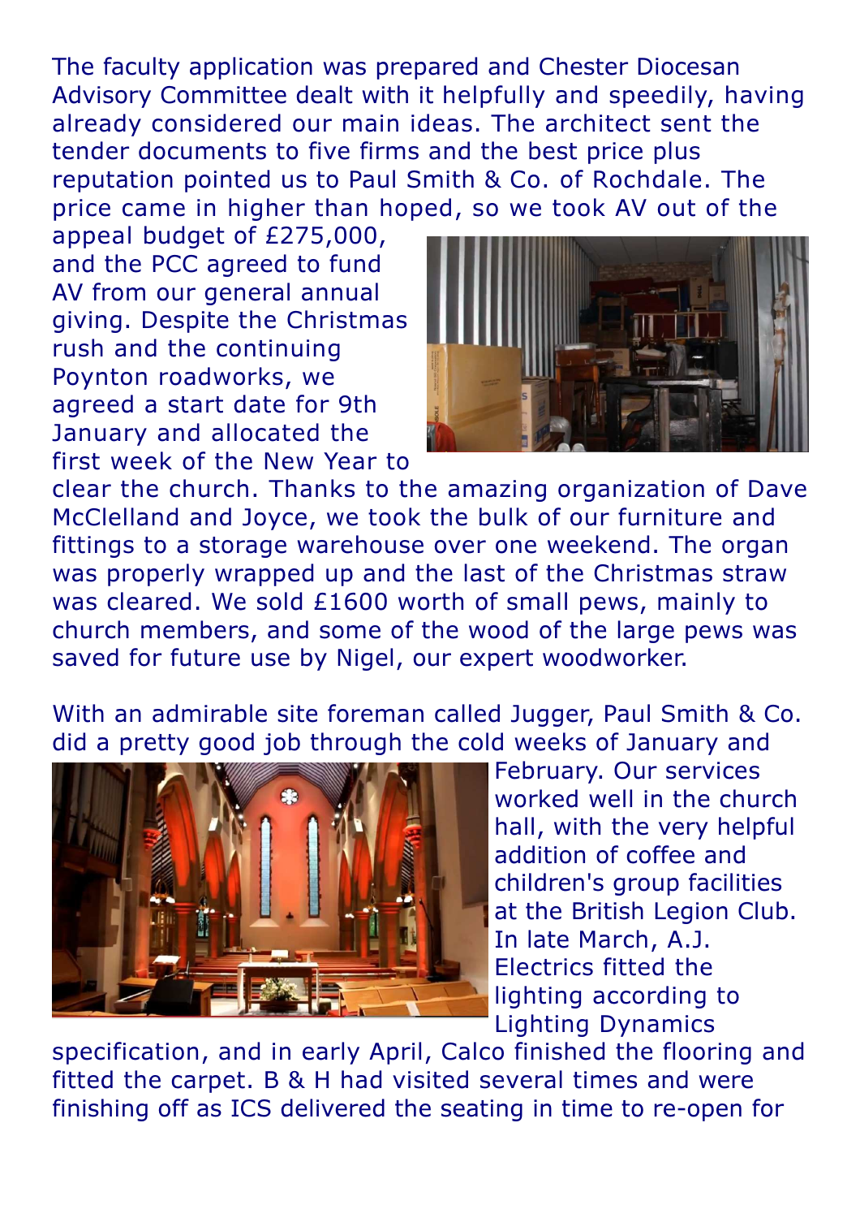The faculty application was prepared and Chester Diocesan Advisory Committee dealt with it helpfully and speedily, having already considered our main ideas. The architect sent the tender documents to five firms and the best price plus reputation pointed us to Paul Smith & Co. of Rochdale. The price came in higher than hoped, so we took AV out of the appeal budget of £275,000, and the PCC agreed to fund AV from our general annual giving. Despite the Christmas rush and the continuing Poynton roadworks, we agreed a start date for 9th January and allocated the first week of the New Year to clear the church. Thanks to the amazing organization of Dave McClelland and Joyce, we took the bulk of our furniture and fittings to a storage warehouse over one weekend. The organ was properly wrapped up and the last of the Christmas straw was cleared. We sold £1600 worth of small pews, mainly to church members, and some of the wood of the large pews was saved for future use by Nigel, our expert woodworker.

With an admirable site foreman called Jugger, Paul Smith & Co. did a pretty good job through the cold weeks of January and February. Our services worked well in the church hall, with the very helpful addition of coffee and children's group facilities at the British Legion Club. In late March, A.J. Electrics fitted the lighting according to Lighting Dynamics specification, and in early April, Calco finished the flooring and fitted the carpet. B & H had visited several times and were finishing off as ICS delivered the seating in time to re-open for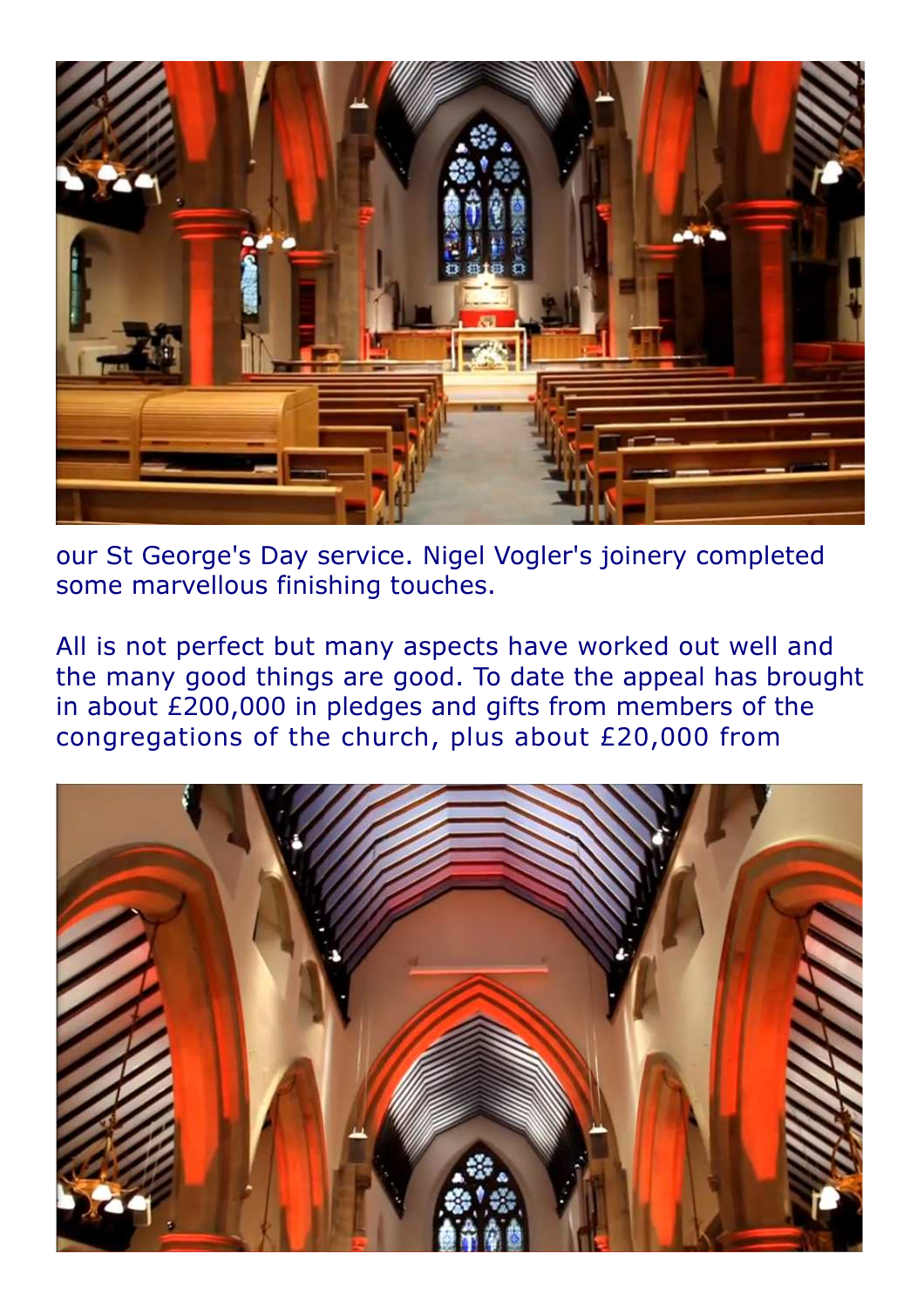our St George's Day service. Nigel Vogler's joinery completed some marvellous finishing touches.

All is not perfect but many aspects have worked out well and the many good things are good. To date the appeal has brought in about £200,000 in pledges and gifts from members of the congregations of the church, plus about £20,000 from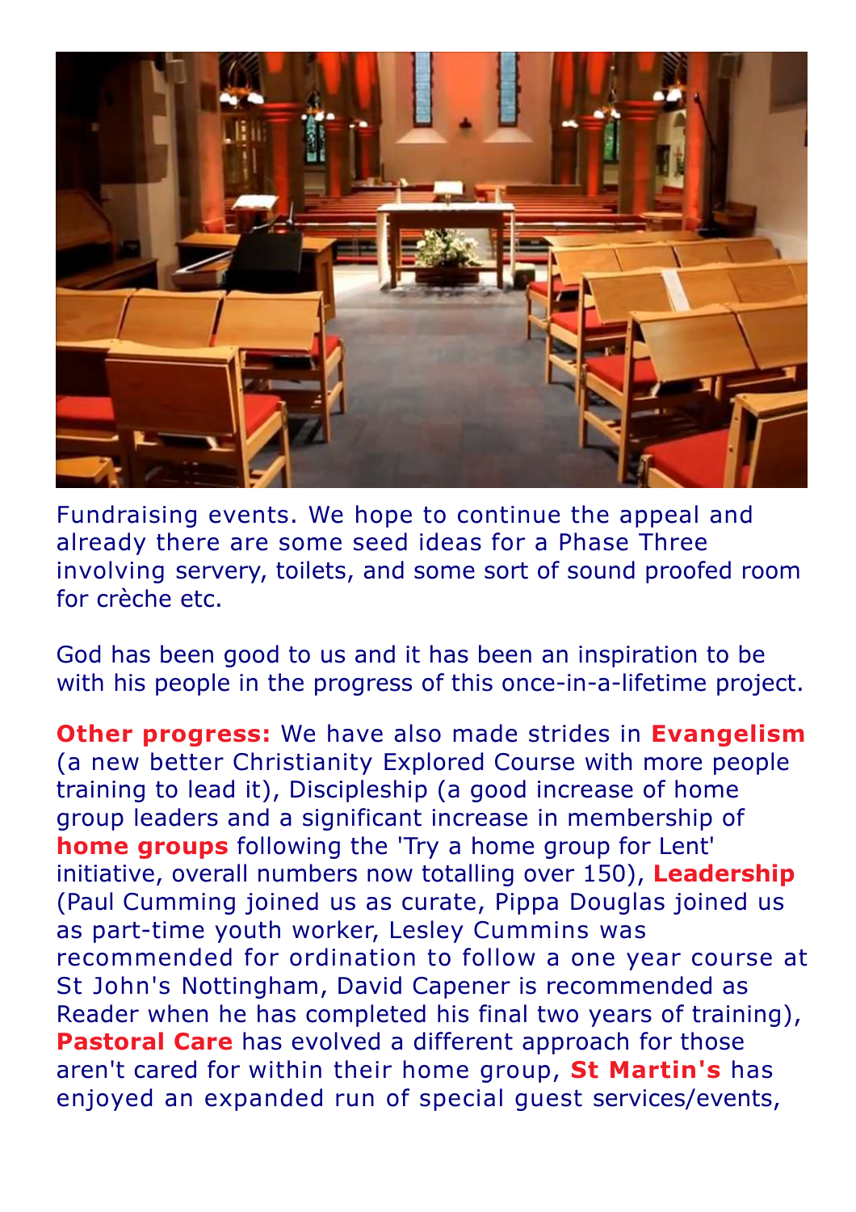Fundraising events. We hope to continue the appeal and already there are some seed ideas for a Phase Three involving servery, toilets, and some sort of sound proofed room for crèche etc.

God has been good to us and it has been an inspiration to be with his people in the progress of this once-in-a-lifetime project.

**Other progress:** We have also made strides in **Evangelism** (a new better Christianity Explored Course with more people training to lead it), Discipleship (a good increase of home group leaders and a significant increase in membership of **home groups** following the 'Try a home group for Lent' initiative, overall numbers now totalling over 150), **Leadership** (Paul Cumming joined us as curate, Pippa Douglas joined us as part-time youth worker, Lesley Cummins was recommended for ordination to follow a one year course at St John's Nottingham, David Capener is recommended as Reader when he has completed his final two years of training), **Pastoral Care** has evolved a different approach for those aren't cared for within their home group, **St Martin's** has enjoyed an expanded run of special guest services/events,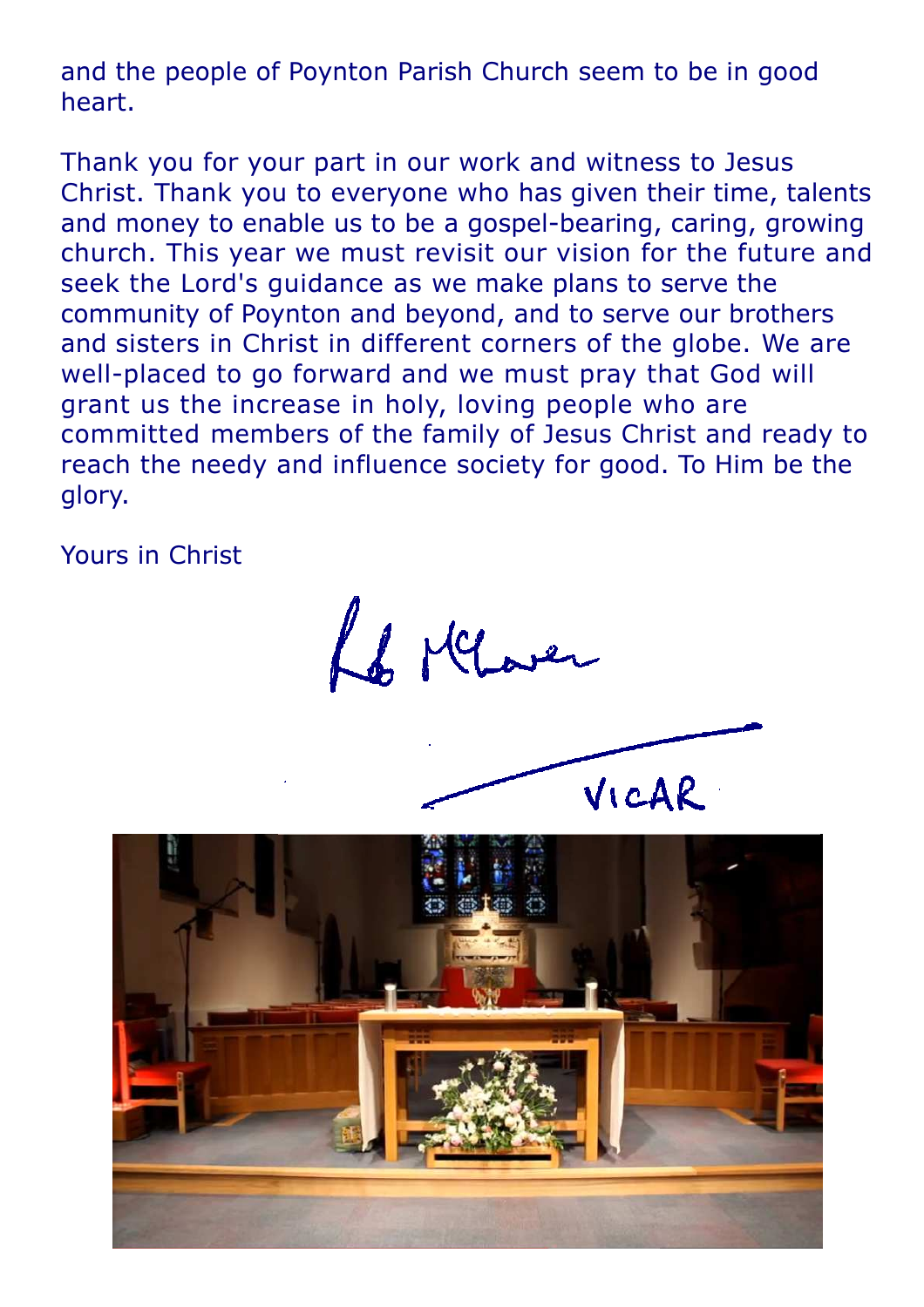and the people of Poynton Parish Church seem to be in good heart.

Thank you for your part in our work and witness to Jesus Christ. Thank you to everyone who has given their time, talents and money to enable us to be a gospel-bearing, caring, growing church. This year we must revisit our vision for the future and seek the Lord's guidance as we make plans to serve the community of Poynton and beyond, and to serve our brothers and sisters in Christ in different corners of the globe. We are well-placed to go forward and we must pray that God will grant us the increase in holy, loving people who are committed members of the family of Jesus Christ and ready to reach the needy and influence society for good. To Him be the glory.

Yours in Christ

Rob McLaren

VICAR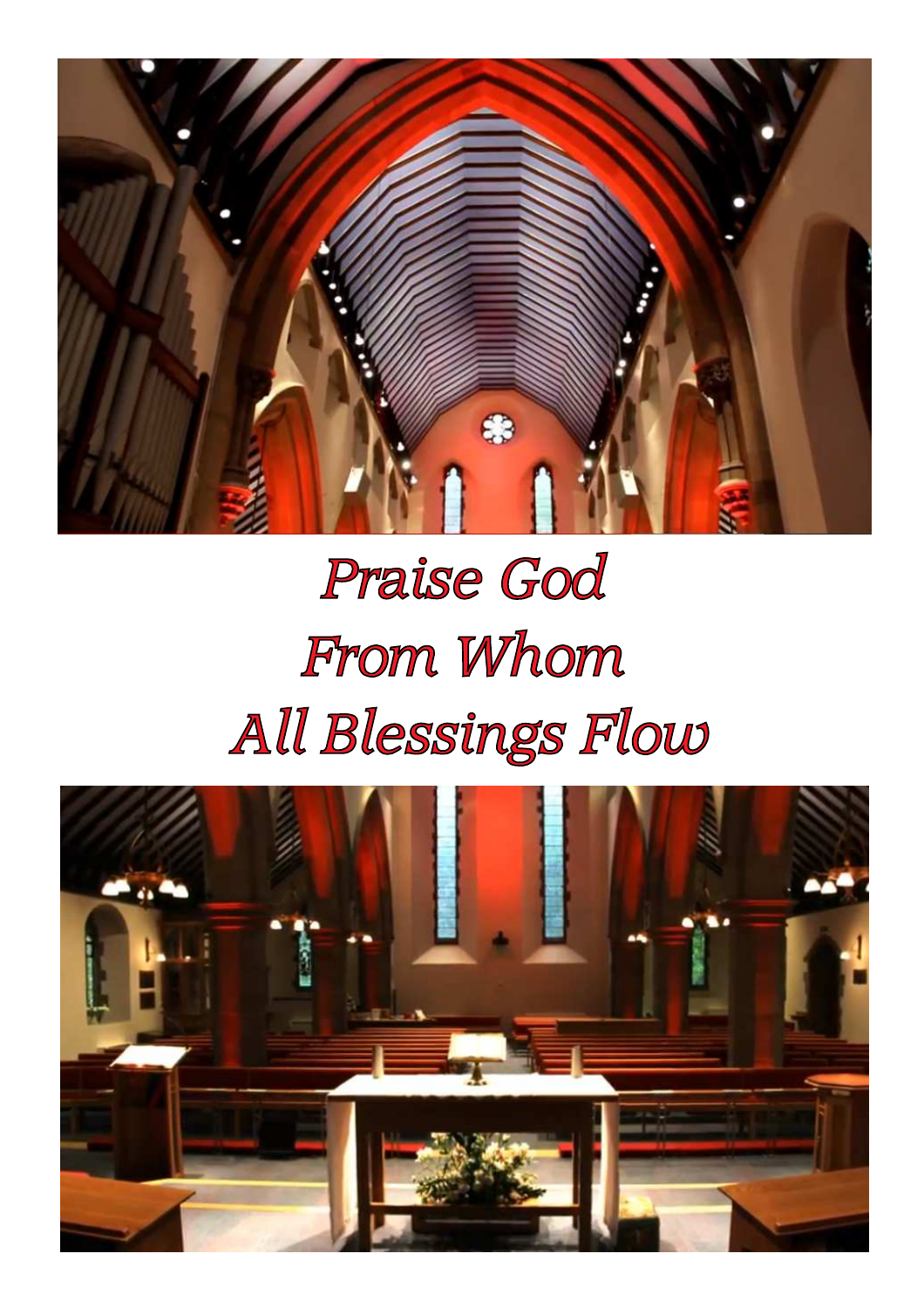*Praise God*

*From Whom*

*All Blessings Flow*